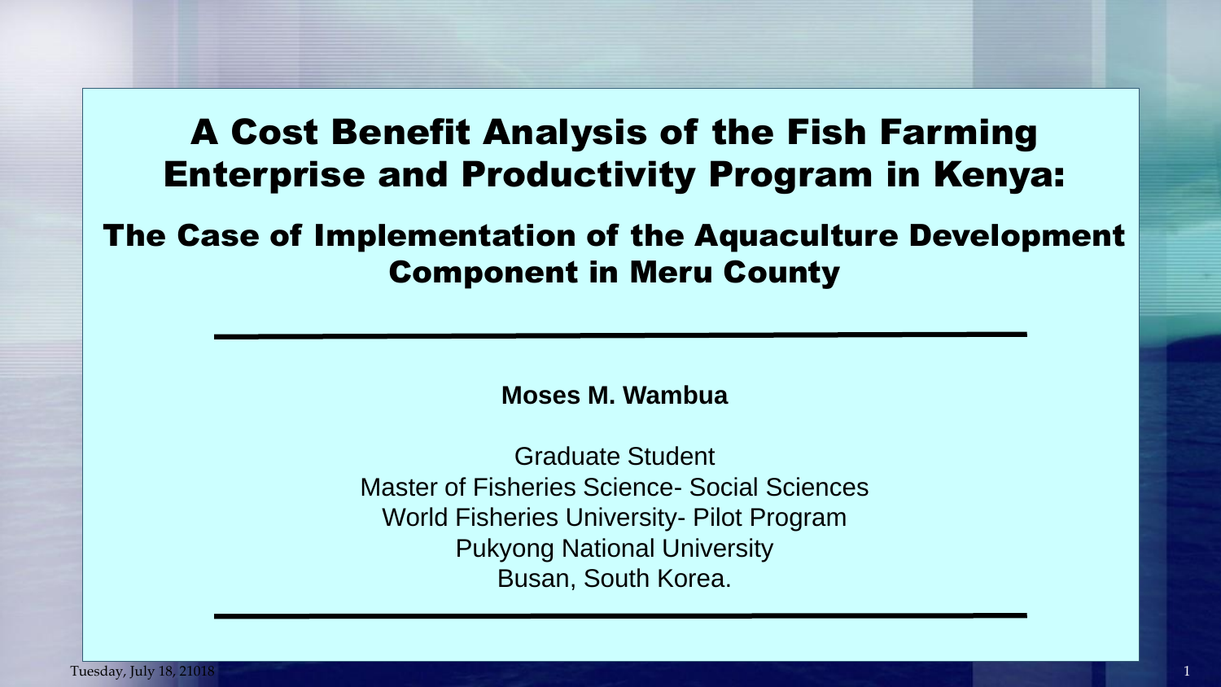# A Cost Benefit Analysis of the Fish Farming Enterprise and Productivity Program in Kenya:

## The Case of Implementation of the Aquaculture Development Component in Meru County

**Moses M. Wambua**

Graduate Student
Master of Fisheries Science- Social Sciences
World Fisheries University- Pilot Program
Pukyong National University
Busan, South Korea.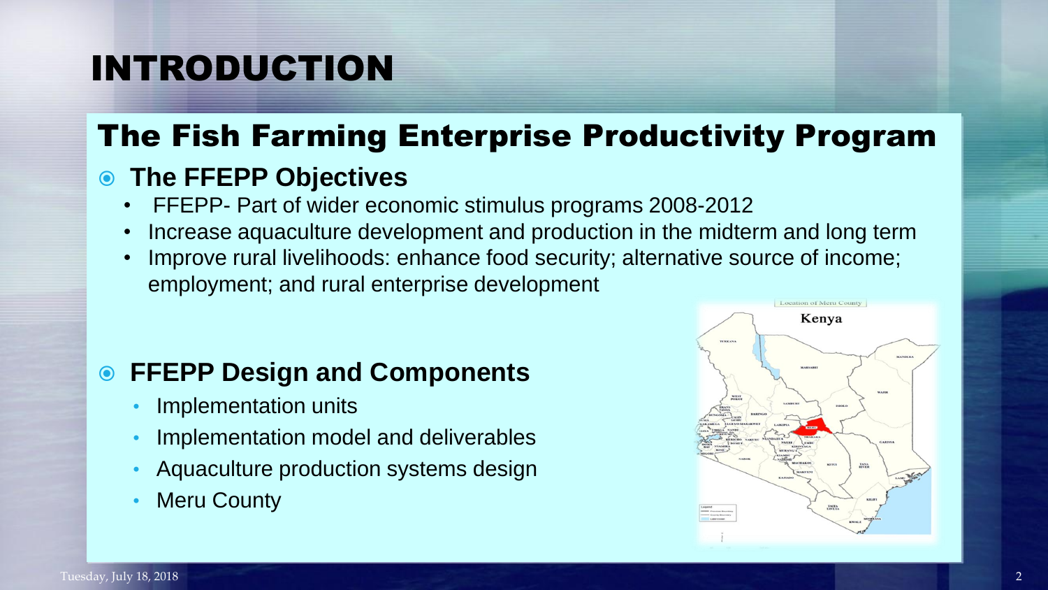# INTRODUCTION

## The Fish Farming Enterprise Productivity Program

### The FFEPP Objectives

- FFEPP- Part of wider economic stimulus programs 2008-2012
- Increase aquaculture development and production in the midterm and long term
- Improve rural livelihoods: enhance food security; alternative source of income; employment; and rural enterprise development

### FFEPP Design and Components

- Implementation units
- Implementation model and deliverables
- Aquaculture production systems design
- Meru County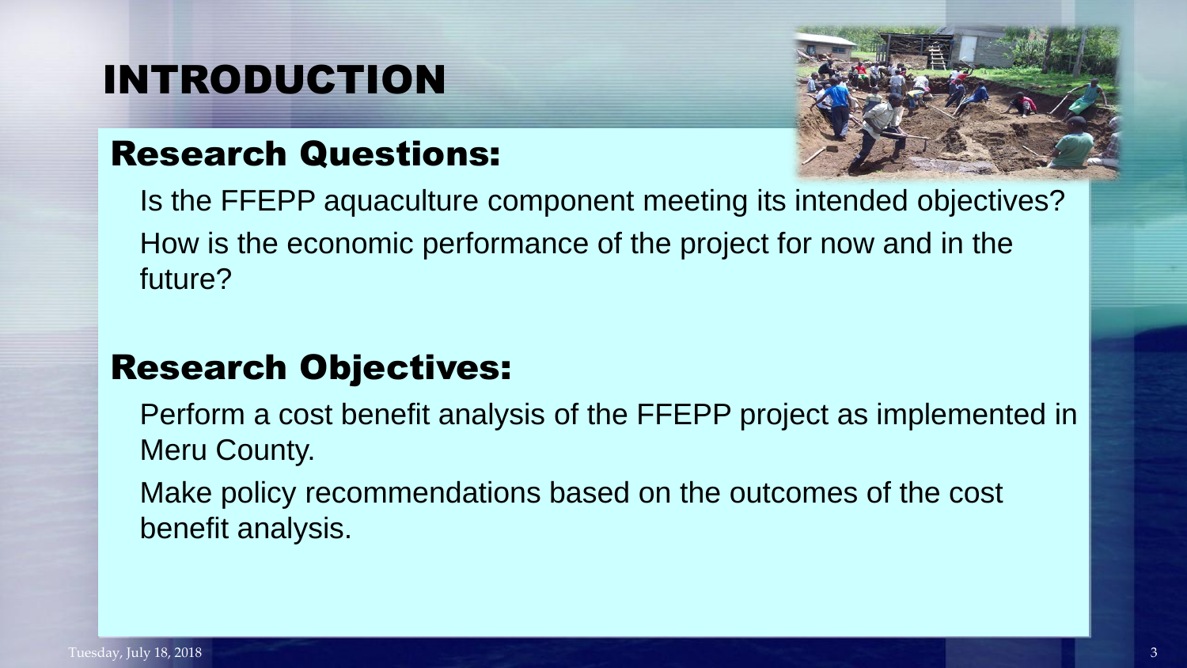# INTRODUCTION

## Research Questions:

Is the FFEPP aquaculture component meeting its intended objectives?

How is the economic performance of the project for now and in the future?

## Research Objectives:

Perform a cost benefit analysis of the FFEPP project as implemented in Meru County.

Make policy recommendations based on the outcomes of the cost benefit analysis.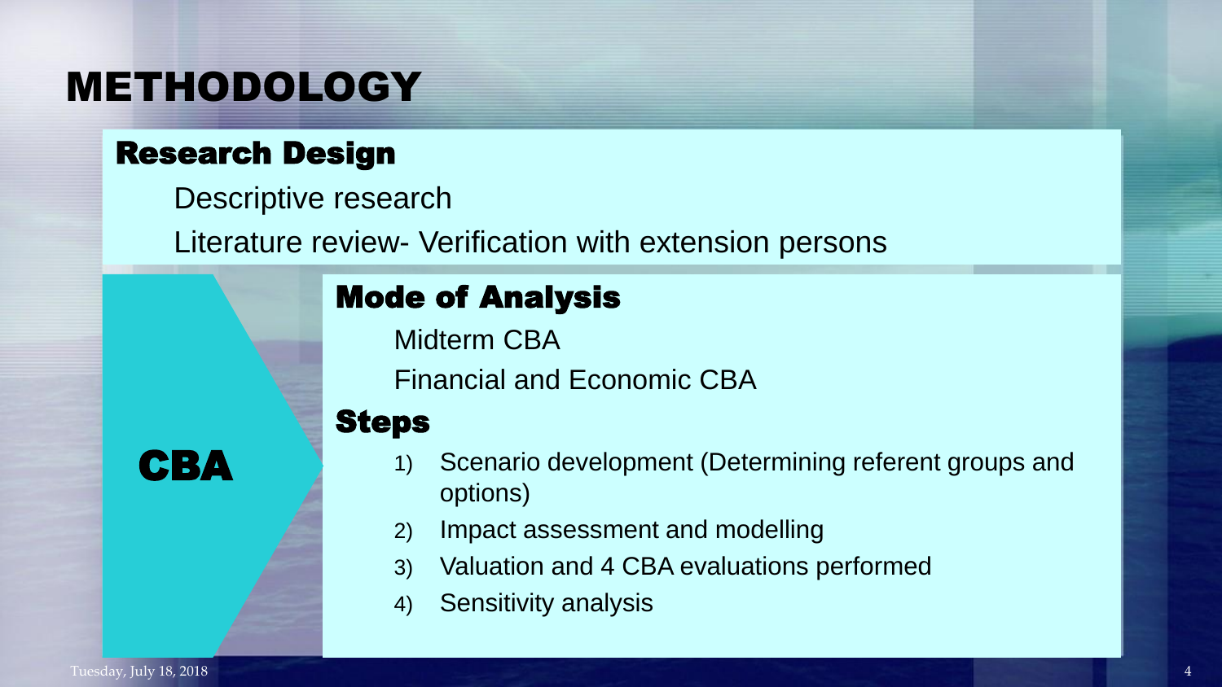# METHODOLOGY

## Research Design

Descriptive research

Literature review- Verification with extension persons

## CBA

### Mode of Analysis

Midterm CBA

Financial and Economic CBA

### Steps

1) Scenario development (Determining referent groups and options)
2) Impact assessment and modelling
3) Valuation and 4 CBA evaluations performed
4) Sensitivity analysis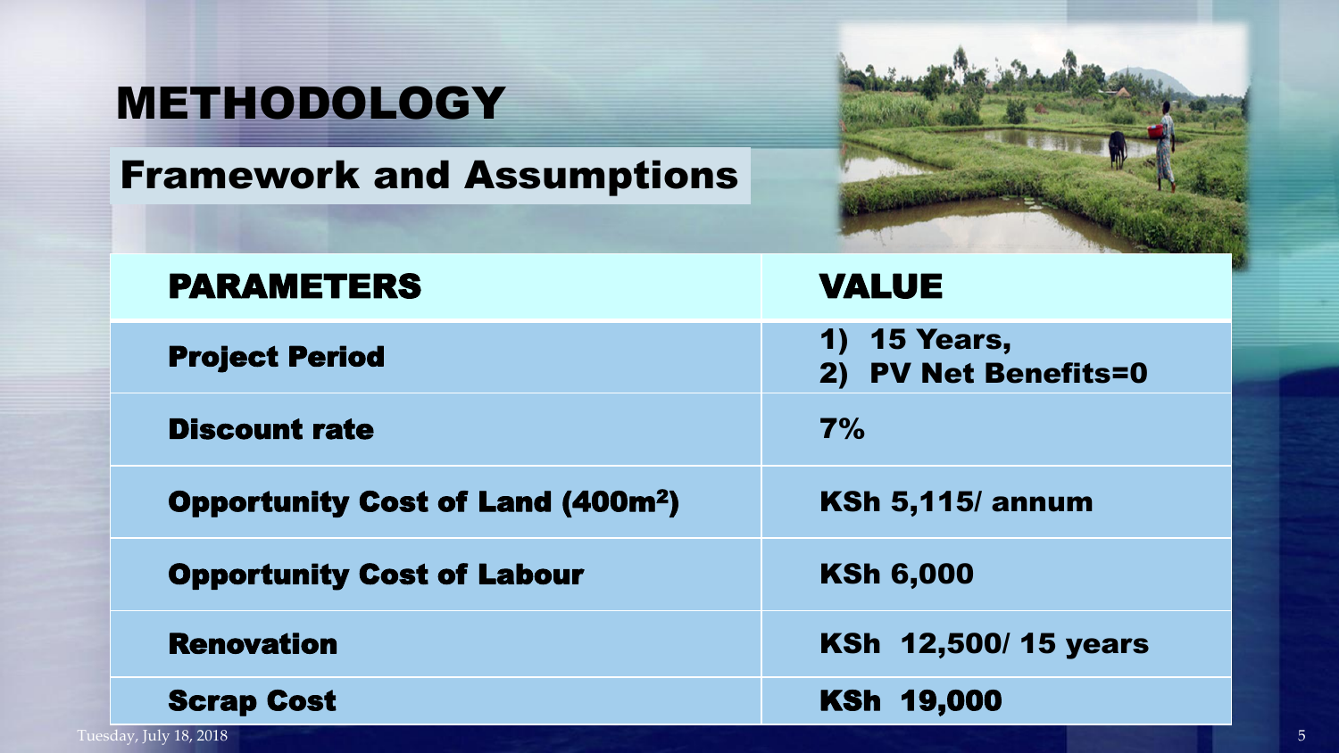# METHODOLOGY

## Framework and Assumptions

| PARAMETERS | VALUE |
| --- | --- |
| Project Period | 1) 15 Years, 2) PV Net Benefits=0 |
| Discount rate | 7% |
| Opportunity Cost of Land (400m$^2$) | KSh 5,115/ annum |
| Opportunity Cost of Labour | KSh 6,000 |
| Renovation | KSh 12,500/ 15 years |
| Scrap Cost | KSh 19,000 |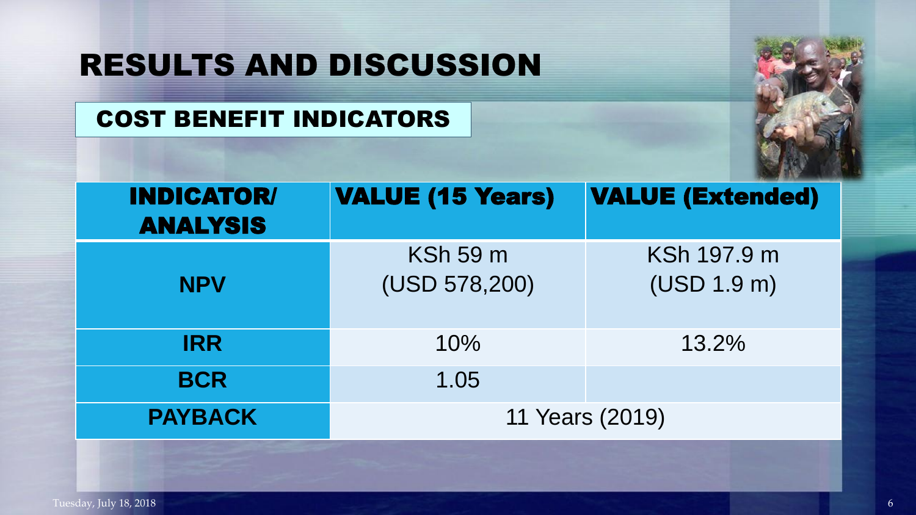# RESULTS AND DISCUSSION

## COST BENEFIT INDICATORS

| INDICATOR/ ANALYSIS | VALUE (15 Years) | VALUE (Extended) |
| --- | --- | --- |
| NPV | KSh 59 m (USD 578,200) | KSh 197.9 m (USD 1.9 m) |
| IRR | 10% | 13.2% |
| BCR | 1.05 | |
| PAYBACK | 11 Years (2019) | |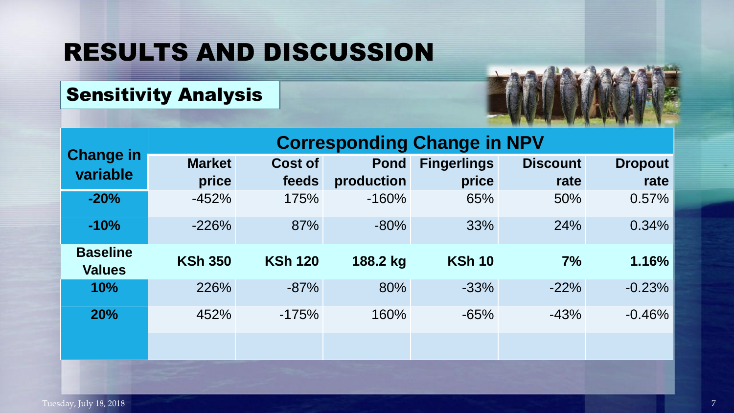# RESULTS AND DISCUSSION

## Sensitivity Analysis

| Change in variable | Corresponding Change in NPV | | | | | |
|---|---|---|---|---|---|---|
| | Market price | Cost of feeds | Pond production | Fingerlings price | Discount rate | Dropout rate |
| **-20%** | -452% | 175% | -160% | 65% | 50% | 0.57% |
| **-10%** | -226% | 87% | -80% | 33% | 24% | 0.34% |
| **Baseline Values** | **KSh 350** | **KSh 120** | **188.2 kg** | **KSh 10** | **7%** | **1.16%** |
| **10%** | 226% | -87% | 80% | -33% | -22% | -0.23% |
| **20%** | 452% | -175% | 160% | -65% | -43% | -0.46% |
| | | | | | | |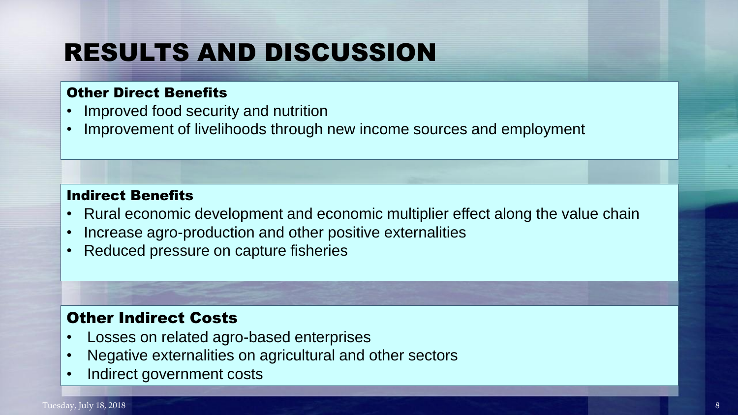# RESULTS AND DISCUSSION

**Other Direct Benefits**

- Improved food security and nutrition
- Improvement of livelihoods through new income sources and employment

**Indirect Benefits**

- Rural economic development and economic multiplier effect along the value chain
- Increase agro-production and other positive externalities
- Reduced pressure on capture fisheries

**Other Indirect Costs**

- Losses on related agro-based enterprises
- Negative externalities on agricultural and other sectors
- Indirect government costs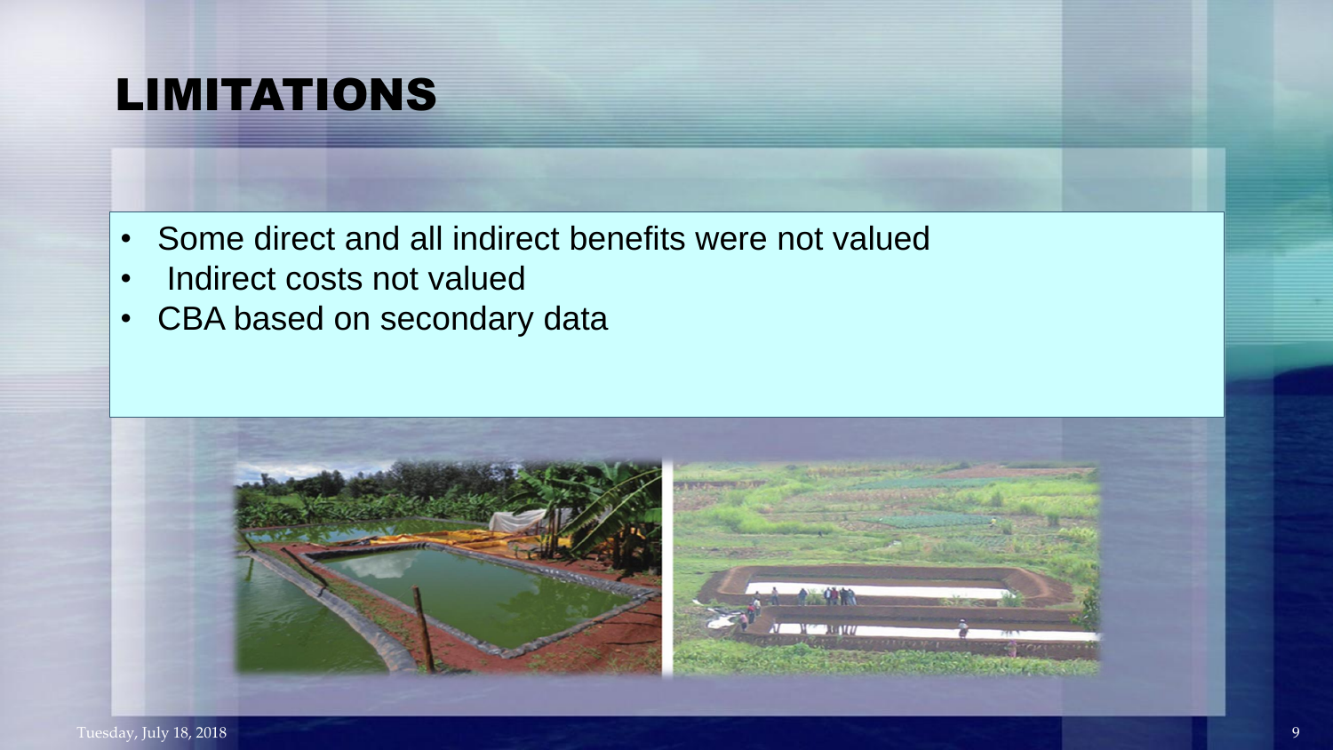# LIMITATIONS

- Some direct and all indirect benefits were not valued
- Indirect costs not valued
- CBA based on secondary data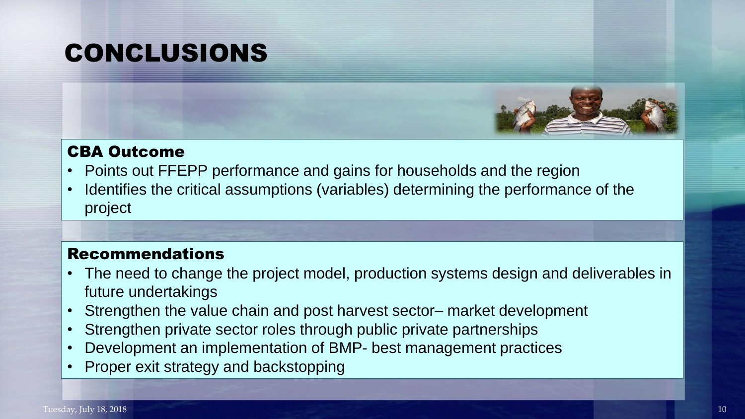# CONCLUSIONS

### CBA Outcome

- Points out FFEPP performance and gains for households and the region
- Identifies the critical assumptions (variables) determining the performance of the project

### Recommendations

- The need to change the project model, production systems design and deliverables in future undertakings
- Strengthen the value chain and post harvest sector– market development
- Strengthen private sector roles through public private partnerships
- Development an implementation of BMP- best management practices
- Proper exit strategy and backstopping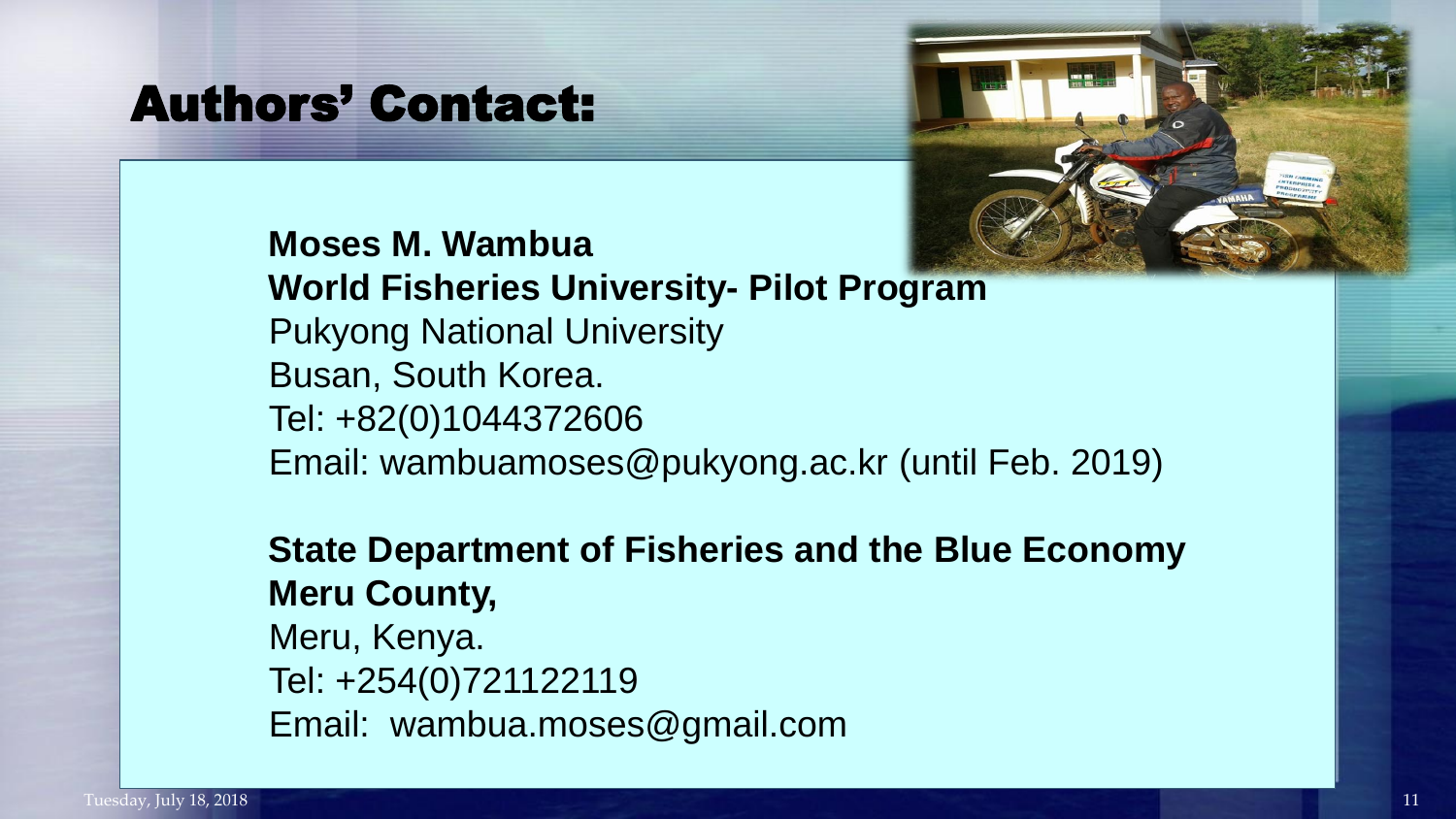# Authors' Contact:

**Moses M. Wambua**
**World Fisheries University- Pilot Program**
Pukyong National University
Busan, South Korea.
Tel: +82(0)1044372606
Email: wambuamoses@pukyong.ac.kr (until Feb. 2019)

**State Department of Fisheries and the Blue Economy**
**Meru County,**
Meru, Kenya.
Tel: +254(0)721122119
Email: wambua.moses@gmail.com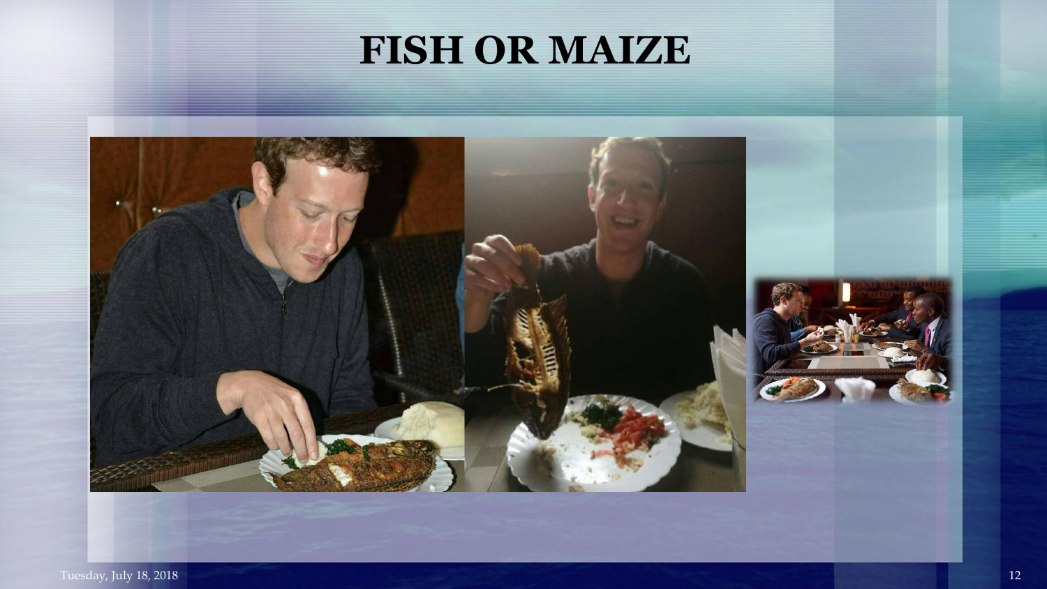# FISH OR MAIZE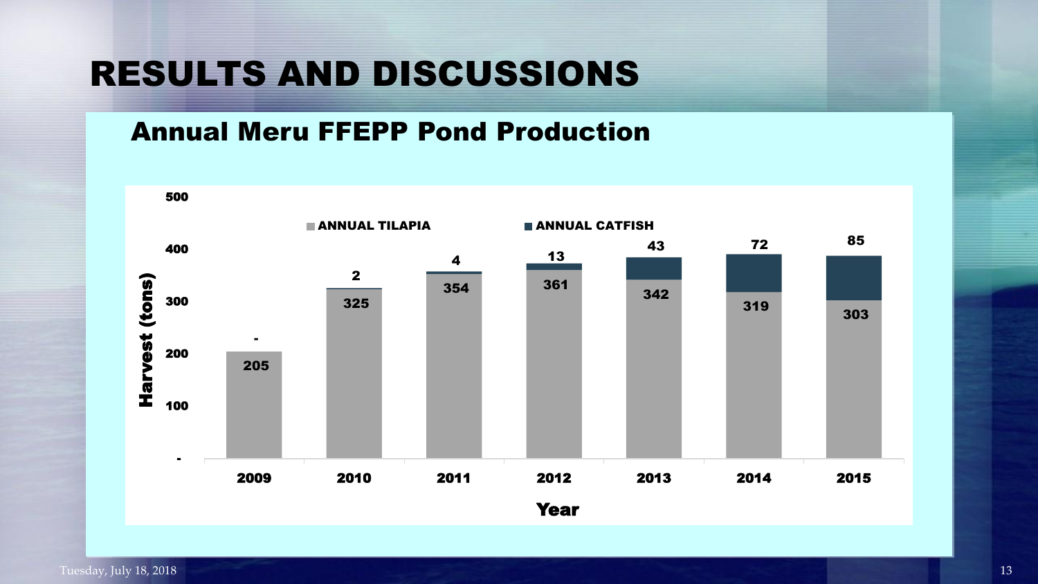# RESULTS AND DISCUSSIONS

## Annual Meru FFEPP Pond Production

| Year | ANNUAL TILAPIA | ANNUAL CATFISH |
|---|---|---|
| 2009 | 205 | - |
| 2010 | 325 | 2 |
| 2011 | 354 | 4 |
| 2012 | 361 | 13 |
| 2013 | 342 | 43 |
| 2014 | 319 | 72 |
| 2015 | 303 | 85 |

Harvest (tons) by Year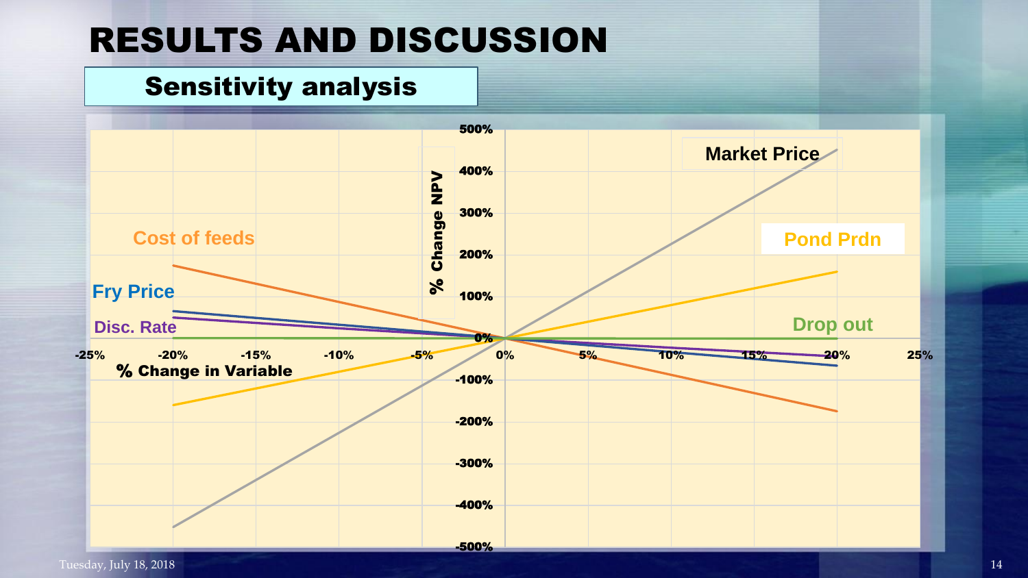# RESULTS AND DISCUSSION

## Sensitivity analysis

Market Price

Pond Prdn

Cost of feeds

Fry Price

Disc. Rate

Drop out

% Change NPV

500%
400%
300%
200%
100%
0%
-100%
-200%
-300%
-400%
-500%

-25%
-20%
-15%
-10%
-5%
0%
5%
10%
15%
20%
25%

% Change in Variable